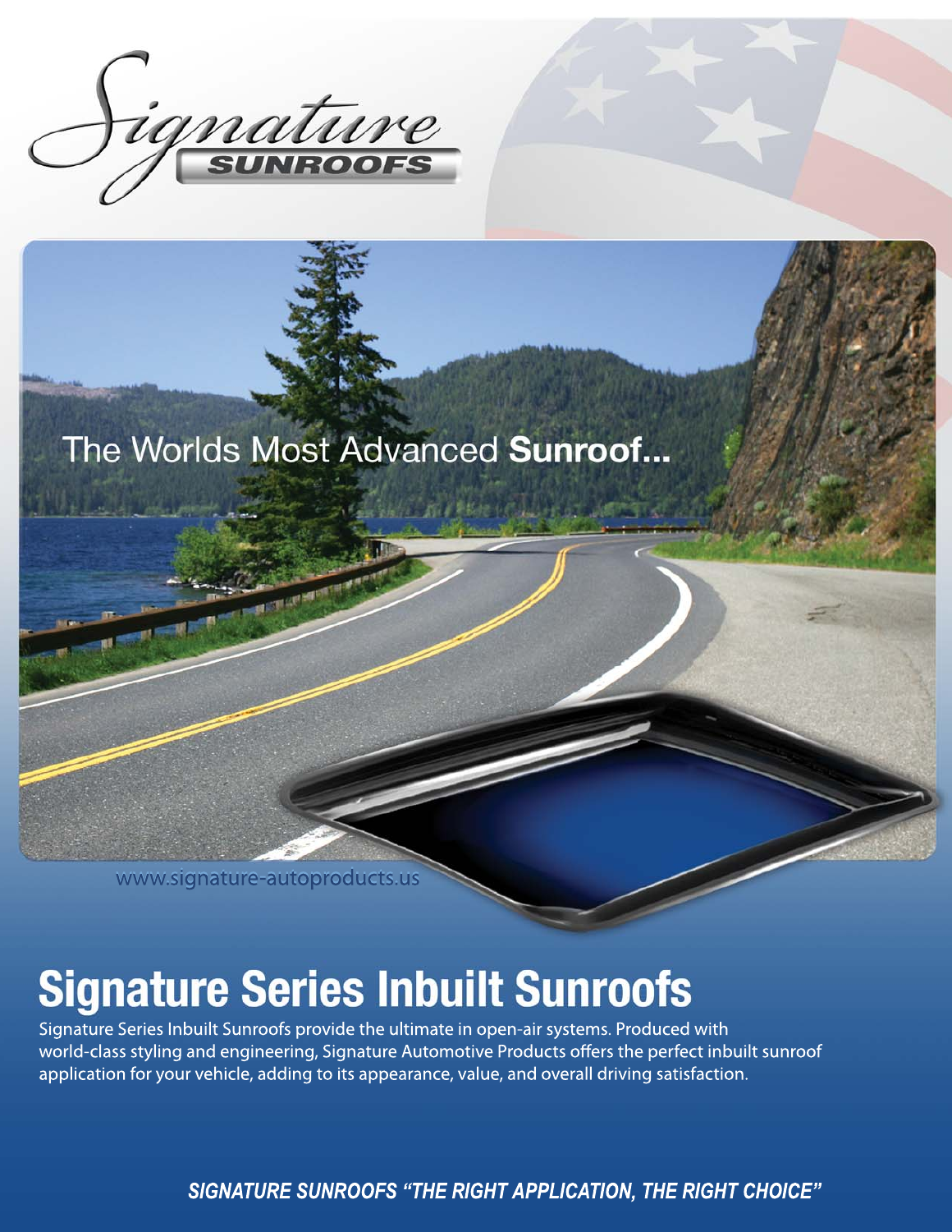Signature SUNROOFS

The Worlds Most Advanced **Sunroof...**

www.signature-autoproducts.us

# Signature Series Inbuilt Sunroofs

Signature Series Inbuilt Sunroofs provide the ultimate in open-air systems. Produced with world-class styling and engineering, Signature Automotive Products offers the perfect inbuilt sunroof application for your vehicle, adding to its appearance, value, and overall driving satisfaction.

***SIGNATURE SUNROOFS "THE RIGHT APPLICATION, THE RIGHT CHOICE"***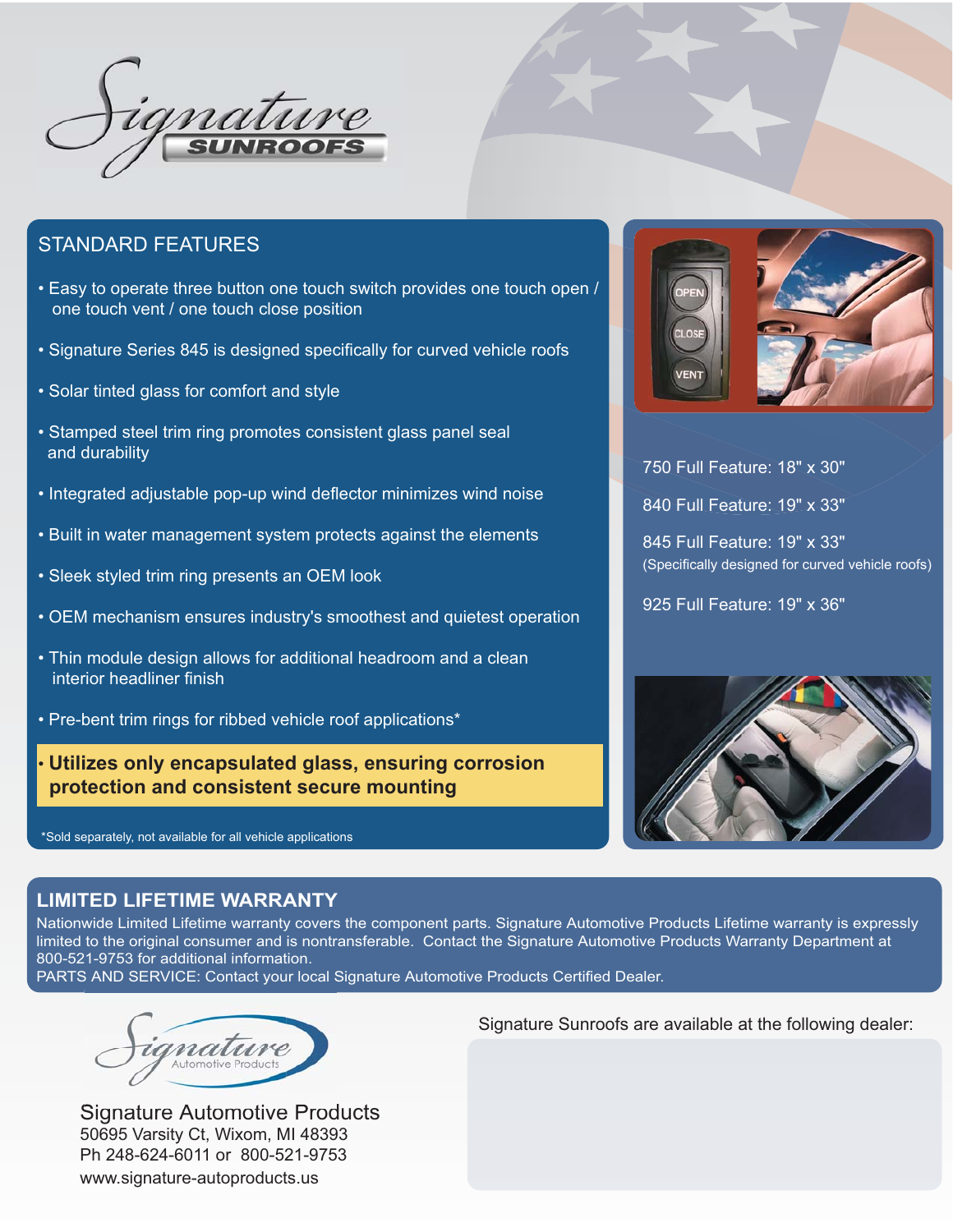Signature SUNROOFS

## STANDARD FEATURES

- Easy to operate three button one touch switch provides one touch open / one touch vent / one touch close position
- Signature Series 845 is designed specifically for curved vehicle roofs
- Solar tinted glass for comfort and style
- Stamped steel trim ring promotes consistent glass panel seal and durability
- Integrated adjustable pop-up wind deflector minimizes wind noise
- Built in water management system protects against the elements
- Sleek styled trim ring presents an OEM look
- OEM mechanism ensures industry's smoothest and quietest operation
- Thin module design allows for additional headroom and a clean interior headliner finish
- Pre-bent trim rings for ribbed vehicle roof applications*
- **Utilizes only encapsulated glass, ensuring corrosion protection and consistent secure mounting**

*Sold separately, not available for all vehicle applications

750 Full Feature: 18" x 30"

840 Full Feature: 19" x 33"

845 Full Feature: 19" x 33"
(Specifically designed for curved vehicle roofs)

925 Full Feature: 19" x 36"

## LIMITED LIFETIME WARRANTY

Nationwide Limited Lifetime warranty covers the component parts. Signature Automotive Products Lifetime warranty is expressly limited to the original consumer and is nontransferable. Contact the Signature Automotive Products Warranty Department at 800-521-9753 for additional information.

PARTS AND SERVICE: Contact your local Signature Automotive Products Certified Dealer.

Signature Automotive Products

Signature Automotive Products
50695 Varsity Ct, Wixom, MI 48393
Ph 248-624-6011 or 800-521-9753
www.signature-autoproducts.us

Signature Sunroofs are available at the following dealer: